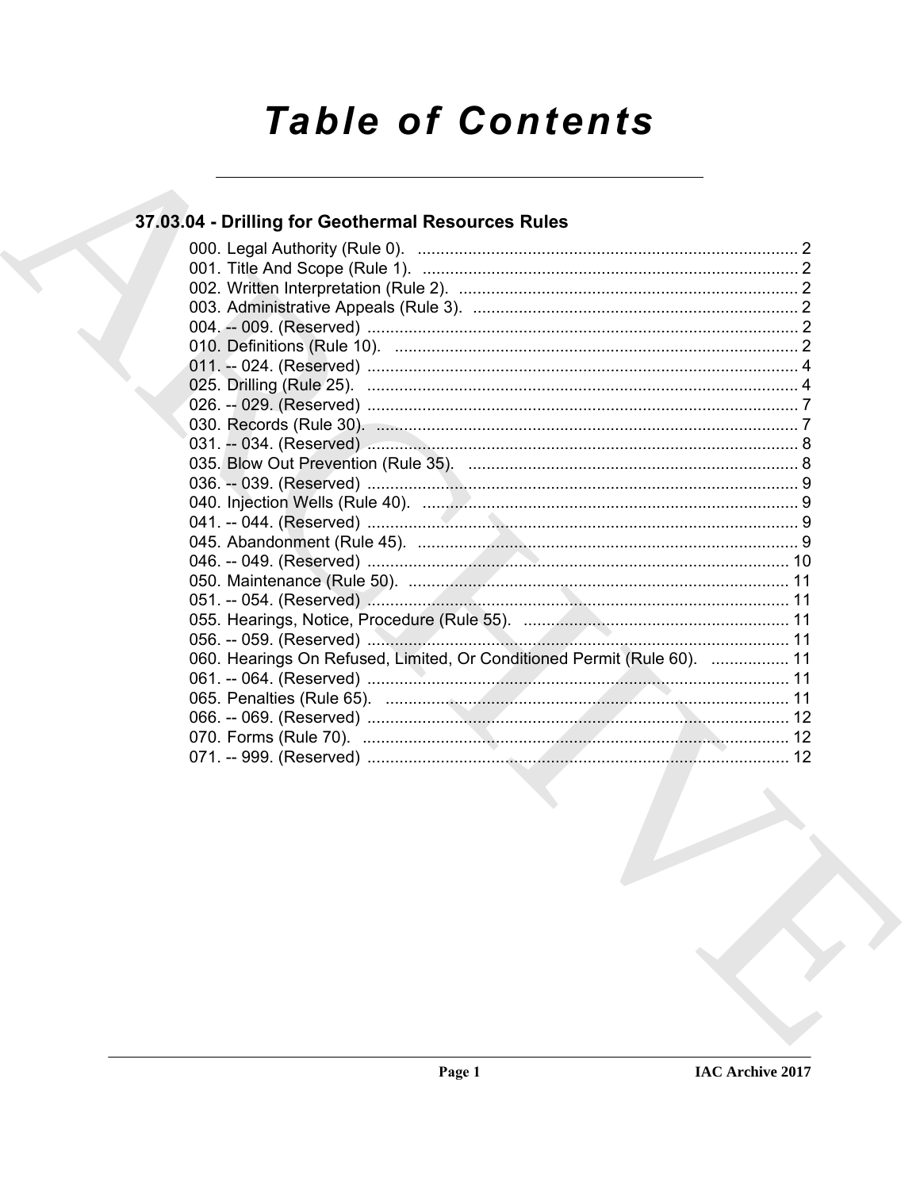# Table of Contents

## 37.03.04 - Drilling for Geothermal Resources Rules

000. Legal Authority (Rule 0). ... 2
001. Title And Scope (Rule 1). ... 2
002. Written Interpretation (Rule 2). ... 2
003. Administrative Appeals (Rule 3). ... 2
004. -- 009. (Reserved) ... 2
010. Definitions (Rule 10). ... 2
011. -- 024. (Reserved) ... 4
025. Drilling (Rule 25). ... 4
026. -- 029. (Reserved) ... 7
030. Records (Rule 30). ... 7
031. -- 034. (Reserved) ... 8
035. Blow Out Prevention (Rule 35). ... 8
036. -- 039. (Reserved) ... 9
040. Injection Wells (Rule 40). ... 9
041. -- 044. (Reserved) ... 9
045. Abandonment (Rule 45). ... 9
046. -- 049. (Reserved) ... 10
050. Maintenance (Rule 50). ... 11
051. -- 054. (Reserved) ... 11
055. Hearings, Notice, Procedure (Rule 55). ... 11
056. -- 059. (Reserved) ... 11
060. Hearings On Refused, Limited, Or Conditioned Permit (Rule 60). ... 11
061. -- 064. (Reserved) ... 11
065. Penalties (Rule 65). ... 11
066. -- 069. (Reserved) ... 12
070. Forms (Rule 70). ... 12
071. -- 999. (Reserved) ... 12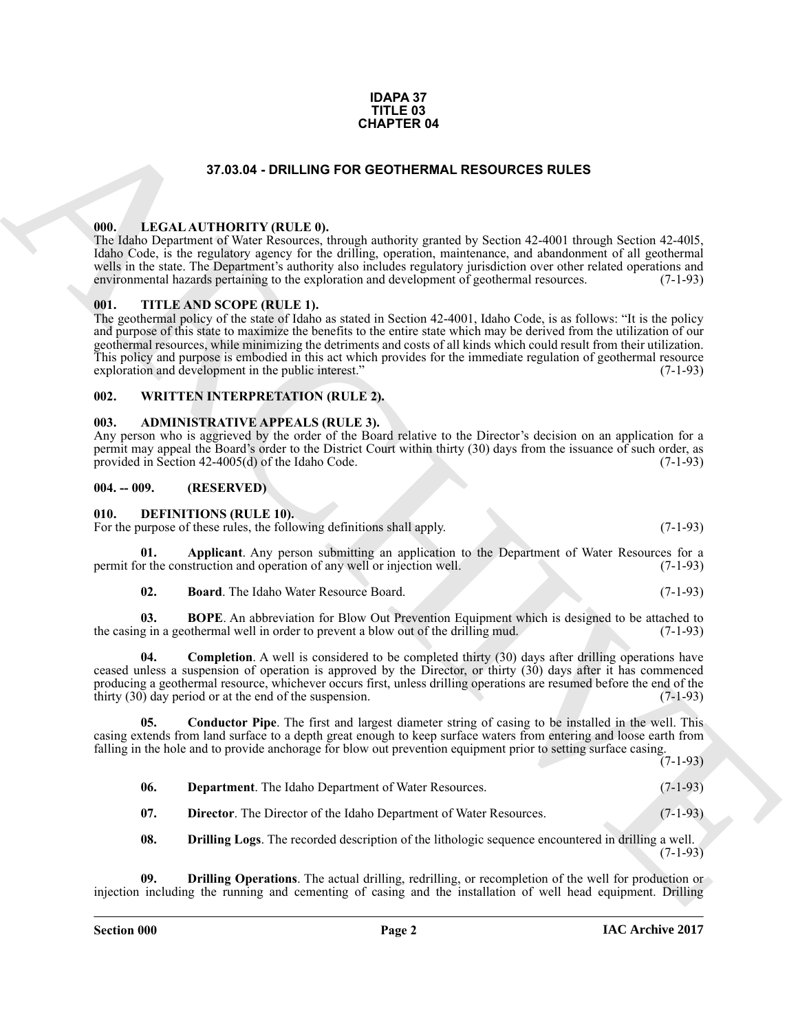**IDAPA 37**
**TITLE 03**
**CHAPTER 04**

## 37.03.04 - DRILLING FOR GEOTHERMAL RESOURCES RULES

### 000. LEGAL AUTHORITY (RULE 0).

The Idaho Department of Water Resources, through authority granted by Section 42-4001 through Section 42-40l5, Idaho Code, is the regulatory agency for the drilling, operation, maintenance, and abandonment of all geothermal wells in the state. The Department's authority also includes regulatory jurisdiction over other related operations and environmental hazards pertaining to the exploration and development of geothermal resources. (7-1-93)

### 001. TITLE AND SCOPE (RULE 1).

The geothermal policy of the state of Idaho as stated in Section 42-4001, Idaho Code, is as follows: "It is the policy and purpose of this state to maximize the benefits to the entire state which may be derived from the utilization of our geothermal resources, while minimizing the detriments and costs of all kinds which could result from their utilization. This policy and purpose is embodied in this act which provides for the immediate regulation of geothermal resource exploration and development in the public interest." (7-1-93)

### 002. WRITTEN INTERPRETATION (RULE 2).

### 003. ADMINISTRATIVE APPEALS (RULE 3).

Any person who is aggrieved by the order of the Board relative to the Director's decision on an application for a permit may appeal the Board's order to the District Court within thirty (30) days from the issuance of such order, as provided in Section 42-4005(d) of the Idaho Code. (7-1-93)

### 004. -- 009. (RESERVED)

### 010. DEFINITIONS (RULE 10).

For the purpose of these rules, the following definitions shall apply. (7-1-93)

**01. Applicant**. Any person submitting an application to the Department of Water Resources for a permit for the construction and operation of any well or injection well. (7-1-93)

**02. Board**. The Idaho Water Resource Board. (7-1-93)

**03. BOPE**. An abbreviation for Blow Out Prevention Equipment which is designed to be attached to the casing in a geothermal well in order to prevent a blow out of the drilling mud. (7-1-93)

**04. Completion**. A well is considered to be completed thirty (30) days after drilling operations have ceased unless a suspension of operation is approved by the Director, or thirty (30) days after it has commenced producing a geothermal resource, whichever occurs first, unless drilling operations are resumed before the end of the thirty (30) day period or at the end of the suspension. (7-1-93)

**05. Conductor Pipe**. The first and largest diameter string of casing to be installed in the well. This casing extends from land surface to a depth great enough to keep surface waters from entering and loose earth from falling in the hole and to provide anchorage for blow out prevention equipment prior to setting surface casing. (7-1-93)

**06. Department**. The Idaho Department of Water Resources. (7-1-93)

**07. Director**. The Director of the Idaho Department of Water Resources. (7-1-93)

**08. Drilling Logs**. The recorded description of the lithologic sequence encountered in drilling a well. (7-1-93)

**09. Drilling Operations**. The actual drilling, redrilling, or recompletion of the well for production or injection including the running and cementing of casing and the installation of well head equipment. Drilling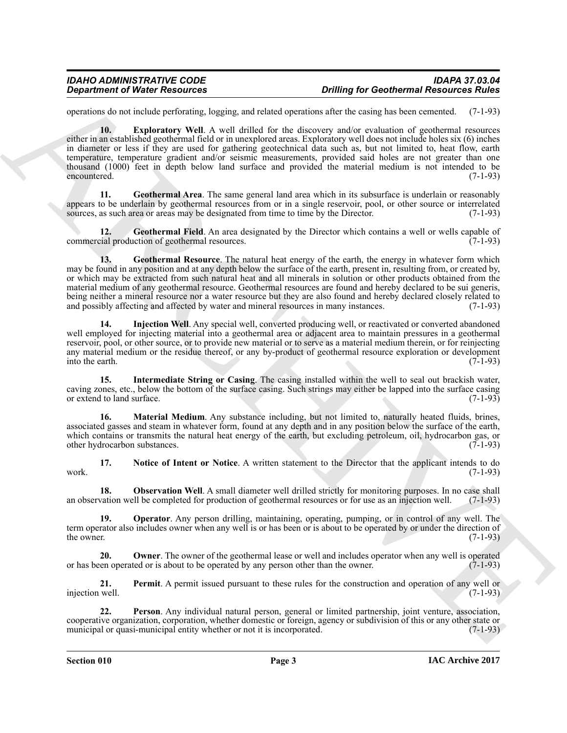operations do not include perforating, logging, and related operations after the casing has been cemented. (7-1-93)

**10. Exploratory Well**. A well drilled for the discovery and/or evaluation of geothermal resources either in an established geothermal field or in unexplored areas. Exploratory well does not include holes six (6) inches in diameter or less if they are used for gathering geotechnical data such as, but not limited to, heat flow, earth temperature, temperature gradient and/or seismic measurements, provided said holes are not greater than one thousand (1000) feet in depth below land surface and provided the material medium is not intended to be encountered. (7-1-93)

**11. Geothermal Area**. The same general land area which in its subsurface is underlain or reasonably appears to be underlain by geothermal resources from or in a single reservoir, pool, or other source or interrelated sources, as such area or areas may be designated from time to time by the Director. (7-1-93)

**12. Geothermal Field**. An area designated by the Director which contains a well or wells capable of commercial production of geothermal resources. (7-1-93)

**13. Geothermal Resource**. The natural heat energy of the earth, the energy in whatever form which may be found in any position and at any depth below the surface of the earth, present in, resulting from, or created by, or which may be extracted from such natural heat and all minerals in solution or other products obtained from the material medium of any geothermal resource. Geothermal resources are found and hereby declared to be sui generis, being neither a mineral resource nor a water resource but they are also found and hereby declared closely related to and possibly affecting and affected by water and mineral resources in many instances. (7-1-93)

**14. Injection Well**. Any special well, converted producing well, or reactivated or converted abandoned well employed for injecting material into a geothermal area or adjacent area to maintain pressures in a geothermal reservoir, pool, or other source, or to provide new material or to serve as a material medium therein, or for reinjecting any material medium or the residue thereof, or any by-product of geothermal resource exploration or development into the earth. (7-1-93)

**15. Intermediate String or Casing**. The casing installed within the well to seal out brackish water, caving zones, etc., below the bottom of the surface casing. Such strings may either be lapped into the surface casing or extend to land surface. (7-1-93)

**16. Material Medium**. Any substance including, but not limited to, naturally heated fluids, brines, associated gasses and steam in whatever form, found at any depth and in any position below the surface of the earth, which contains or transmits the natural heat energy of the earth, but excluding petroleum, oil, hydrocarbon gas, or other hydrocarbon substances. (7-1-93)

**17. Notice of Intent or Notice**. A written statement to the Director that the applicant intends to do work. (7-1-93)

**18. Observation Well**. A small diameter well drilled strictly for monitoring purposes. In no case shall an observation well be completed for production of geothermal resources or for use as an injection well. (7-1-93)

**19. Operator**. Any person drilling, maintaining, operating, pumping, or in control of any well. The term operator also includes owner when any well is or has been or is about to be operated by or under the direction of the owner. (7-1-93)

**20. Owner**. The owner of the geothermal lease or well and includes operator when any well is operated or has been operated or is about to be operated by any person other than the owner. (7-1-93)

**21. Permit**. A permit issued pursuant to these rules for the construction and operation of any well or injection well. (7-1-93)

**22. Person**. Any individual natural person, general or limited partnership, joint venture, association, cooperative organization, corporation, whether domestic or foreign, agency or subdivision of this or any other state or municipal or quasi-municipal entity whether or not it is incorporated. (7-1-93)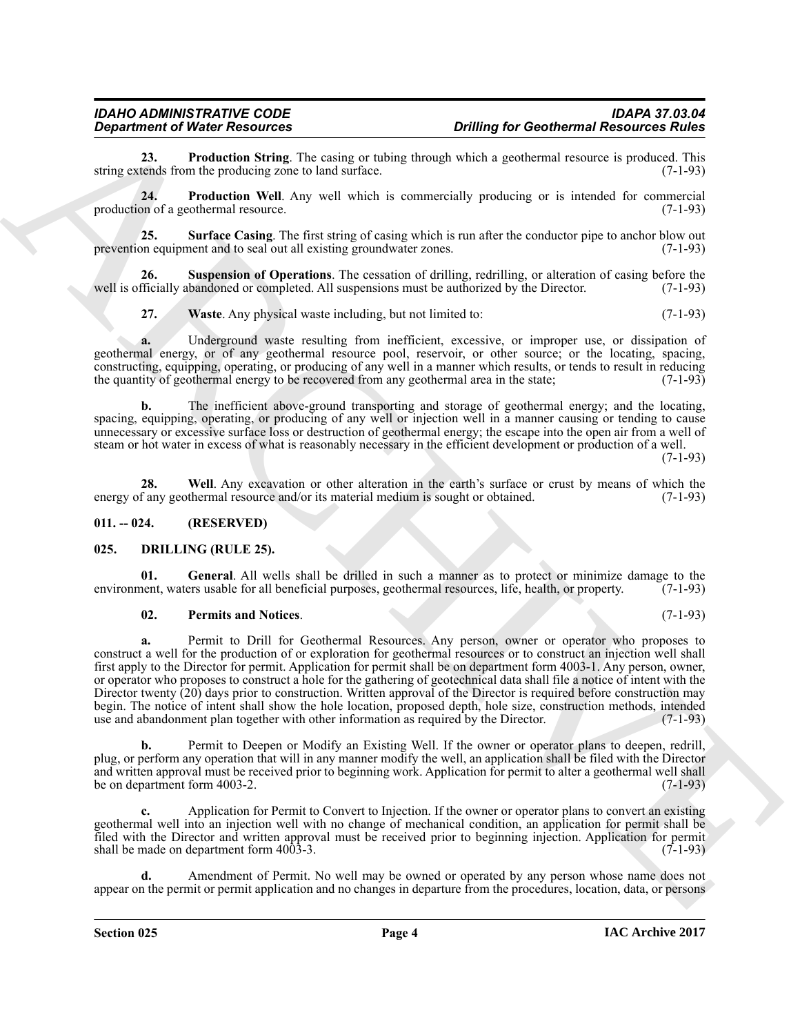**23. Production String**. The casing or tubing through which a geothermal resource is produced. This string extends from the producing zone to land surface. (7-1-93)

**24. Production Well**. Any well which is commercially producing or is intended for commercial production of a geothermal resource. (7-1-93)

**25. Surface Casing**. The first string of casing which is run after the conductor pipe to anchor blow out prevention equipment and to seal out all existing groundwater zones. (7-1-93)

**26. Suspension of Operations**. The cessation of drilling, redrilling, or alteration of casing before the well is officially abandoned or completed. All suspensions must be authorized by the Director. (7-1-93)

**27. Waste**. Any physical waste including, but not limited to: (7-1-93)

**a.** Underground waste resulting from inefficient, excessive, or improper use, or dissipation of geothermal energy, or of any geothermal resource pool, reservoir, or other source; or the locating, spacing, constructing, equipping, operating, or producing of any well in a manner which results, or tends to result in reducing the quantity of geothermal energy to be recovered from any geothermal area in the state; (7-1-93)

**b.** The inefficient above-ground transporting and storage of geothermal energy; and the locating, spacing, equipping, operating, or producing of any well or injection well in a manner causing or tending to cause unnecessary or excessive surface loss or destruction of geothermal energy; the escape into the open air from a well of steam or hot water in excess of what is reasonably necessary in the efficient development or production of a well. (7-1-93)

**28. Well**. Any excavation or other alteration in the earth's surface or crust by means of which the energy of any geothermal resource and/or its material medium is sought or obtained. (7-1-93)

## 011. -- 024. (RESERVED)

## 025. DRILLING (RULE 25).

**01. General**. All wells shall be drilled in such a manner as to protect or minimize damage to the environment, waters usable for all beneficial purposes, geothermal resources, life, health, or property. (7-1-93)

**02. Permits and Notices**. (7-1-93)

**a.** Permit to Drill for Geothermal Resources. Any person, owner or operator who proposes to construct a well for the production of or exploration for geothermal resources or to construct an injection well shall first apply to the Director for permit. Application for permit shall be on department form 4003-1. Any person, owner, or operator who proposes to construct a hole for the gathering of geotechnical data shall file a notice of intent with the Director twenty (20) days prior to construction. Written approval of the Director is required before construction may begin. The notice of intent shall show the hole location, proposed depth, hole size, construction methods, intended use and abandonment plan together with other information as required by the Director. (7-1-93)

**b.** Permit to Deepen or Modify an Existing Well. If the owner or operator plans to deepen, redrill, plug, or perform any operation that will in any manner modify the well, an application shall be filed with the Director and written approval must be received prior to beginning work. Application for permit to alter a geothermal well shall be on department form 4003-2. (7-1-93)

**c.** Application for Permit to Convert to Injection. If the owner or operator plans to convert an existing geothermal well into an injection well with no change of mechanical condition, an application for permit shall be filed with the Director and written approval must be received prior to beginning injection. Application for permit shall be made on department form 4003-3. (7-1-93)

**d.** Amendment of Permit. No well may be owned or operated by any person whose name does not appear on the permit or permit application and no changes in departure from the procedures, location, data, or persons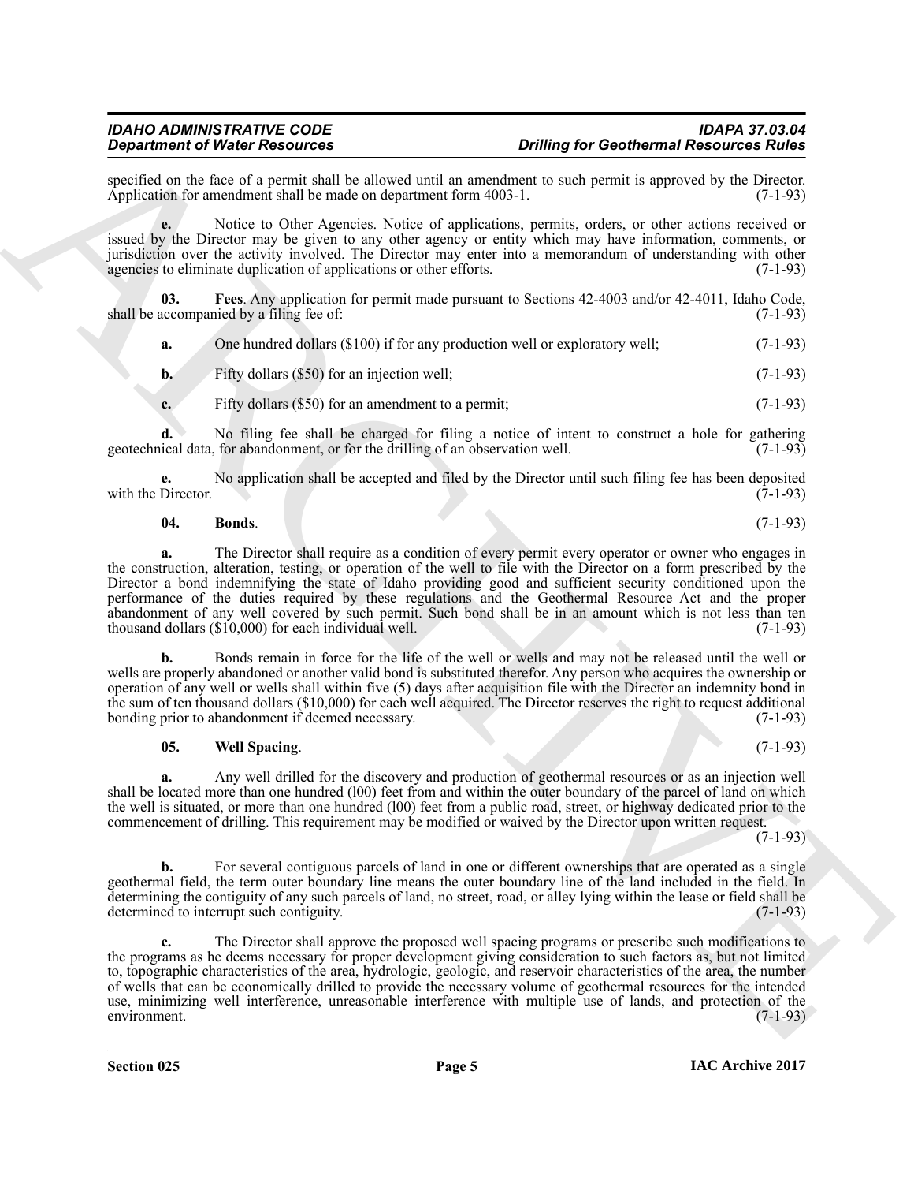specified on the face of a permit shall be allowed until an amendment to such permit is approved by the Director. Application for amendment shall be made on department form 4003-1. (7-1-93)

**e.** Notice to Other Agencies. Notice of applications, permits, orders, or other actions received or issued by the Director may be given to any other agency or entity which may have information, comments, or jurisdiction over the activity involved. The Director may enter into a memorandum of understanding with other agencies to eliminate duplication of applications or other efforts. (7-1-93)

**03. Fees**. Any application for permit made pursuant to Sections 42-4003 and/or 42-4011, Idaho Code, shall be accompanied by a filing fee of: (7-1-93)

**a.** One hundred dollars ($100) if for any production well or exploratory well; (7-1-93)

**b.** Fifty dollars ($50) for an injection well; (7-1-93)

**c.** Fifty dollars ($50) for an amendment to a permit; (7-1-93)

**d.** No filing fee shall be charged for filing a notice of intent to construct a hole for gathering geotechnical data, for abandonment, or for the drilling of an observation well. (7-1-93)

**e.** No application shall be accepted and filed by the Director until such filing fee has been deposited with the Director. (7-1-93)

**04. Bonds**. (7-1-93)

**a.** The Director shall require as a condition of every permit every operator or owner who engages in the construction, alteration, testing, or operation of the well to file with the Director on a form prescribed by the Director a bond indemnifying the state of Idaho providing good and sufficient security conditioned upon the performance of the duties required by these regulations and the Geothermal Resource Act and the proper abandonment of any well covered by such permit. Such bond shall be in an amount which is not less than ten thousand dollars ($10,000) for each individual well. (7-1-93)

**b.** Bonds remain in force for the life of the well or wells and may not be released until the well or wells are properly abandoned or another valid bond is substituted therefor. Any person who acquires the ownership or operation of any well or wells shall within five (5) days after acquisition file with the Director an indemnity bond in the sum of ten thousand dollars ($10,000) for each well acquired. The Director reserves the right to request additional bonding prior to abandonment if deemed necessary. (7-1-93)

**05. Well Spacing**. (7-1-93)

**a.** Any well drilled for the discovery and production of geothermal resources or as an injection well shall be located more than one hundred (l00) feet from and within the outer boundary of the parcel of land on which the well is situated, or more than one hundred (l00) feet from a public road, street, or highway dedicated prior to the commencement of drilling. This requirement may be modified or waived by the Director upon written request. (7-1-93)

**b.** For several contiguous parcels of land in one or different ownerships that are operated as a single geothermal field, the term outer boundary line means the outer boundary line of the land included in the field. In determining the contiguity of any such parcels of land, no street, road, or alley lying within the lease or field shall be determined to interrupt such contiguity. (7-1-93)

**c.** The Director shall approve the proposed well spacing programs or prescribe such modifications to the programs as he deems necessary for proper development giving consideration to such factors as, but not limited to, topographic characteristics of the area, hydrologic, geologic, and reservoir characteristics of the area, the number of wells that can be economically drilled to provide the necessary volume of geothermal resources for the intended use, minimizing well interference, unreasonable interference with multiple use of lands, and protection of the environment. (7-1-93)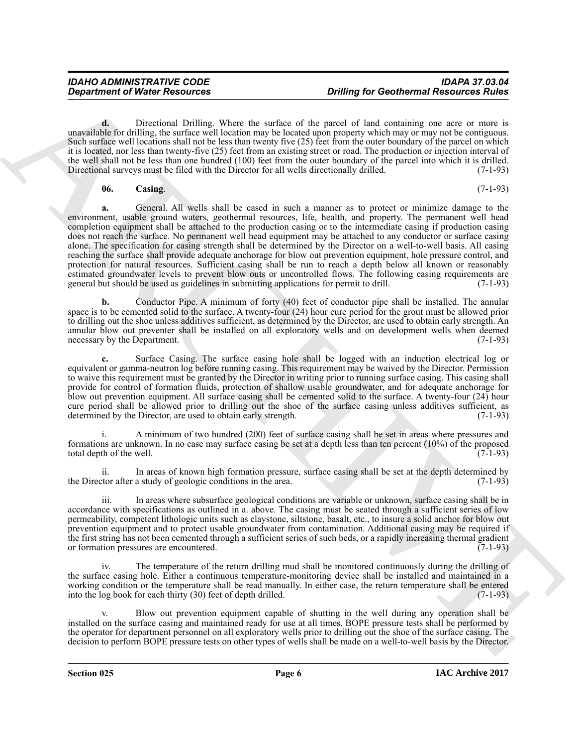**d.** Directional Drilling. Where the surface of the parcel of land containing one acre or more is unavailable for drilling, the surface well location may be located upon property which may or may not be contiguous. Such surface well locations shall not be less than twenty five (25) feet from the outer boundary of the parcel on which it is located, nor less than twenty-five (25) feet from an existing street or road. The production or injection interval of the well shall not be less than one hundred (100) feet from the outer boundary of the parcel into which it is drilled. Directional surveys must be filed with the Director for all wells directionally drilled. (7-1-93)

**06. Casing**. (7-1-93)

**a.** General. All wells shall be cased in such a manner as to protect or minimize damage to the environment, usable ground waters, geothermal resources, life, health, and property. The permanent well head completion equipment shall be attached to the production casing or to the intermediate casing if production casing does not reach the surface. No permanent well head equipment may be attached to any conductor or surface casing alone. The specification for casing strength shall be determined by the Director on a well-to-well basis. All casing reaching the surface shall provide adequate anchorage for blow out prevention equipment, hole pressure control, and protection for natural resources. Sufficient casing shall be run to reach a depth below all known or reasonably estimated groundwater levels to prevent blow outs or uncontrolled flows. The following casing requirements are general but should be used as guidelines in submitting applications for permit to drill. (7-1-93)

**b.** Conductor Pipe. A minimum of forty (40) feet of conductor pipe shall be installed. The annular space is to be cemented solid to the surface. A twenty-four (24) hour cure period for the grout must be allowed prior to drilling out the shoe unless additives sufficient, as determined by the Director, are used to obtain early strength. An annular blow out preventer shall be installed on all exploratory wells and on development wells when deemed necessary by the Department. (7-1-93)

**c.** Surface Casing. The surface casing hole shall be logged with an induction electrical log or equivalent or gamma-neutron log before running casing. This requirement may be waived by the Director. Permission to waive this requirement must be granted by the Director in writing prior to running surface casing. This casing shall provide for control of formation fluids, protection of shallow usable groundwater, and for adequate anchorage for blow out prevention equipment. All surface casing shall be cemented solid to the surface. A twenty-four (24) hour cure period shall be allowed prior to drilling out the shoe of the surface casing unless additives sufficient, as determined by the Director, are used to obtain early strength. (7-1-93)

i. A minimum of two hundred (200) feet of surface casing shall be set in areas where pressures and formations are unknown. In no case may surface casing be set at a depth less than ten percent (10%) of the proposed total depth of the well. (7-1-93)

ii. In areas of known high formation pressure, surface casing shall be set at the depth determined by the Director after a study of geologic conditions in the area. (7-1-93)

iii. In areas where subsurface geological conditions are variable or unknown, surface casing shall be in accordance with specifications as outlined in a. above. The casing must be seated through a sufficient series of low permeability, competent lithologic units such as claystone, siltstone, basalt, etc., to insure a solid anchor for blow out prevention equipment and to protect usable groundwater from contamination. Additional casing may be required if the first string has not been cemented through a sufficient series of such beds, or a rapidly increasing thermal gradient or formation pressures are encountered. (7-1-93)

iv. The temperature of the return drilling mud shall be monitored continuously during the drilling of the surface casing hole. Either a continuous temperature-monitoring device shall be installed and maintained in a working condition or the temperature shall be read manually. In either case, the return temperature shall be entered into the log book for each thirty (30) feet of depth drilled. (7-1-93)

v. Blow out prevention equipment capable of shutting in the well during any operation shall be installed on the surface casing and maintained ready for use at all times. BOPE pressure tests shall be performed by the operator for department personnel on all exploratory wells prior to drilling out the shoe of the surface casing. The decision to perform BOPE pressure tests on other types of wells shall be made on a well-to-well basis by the Director.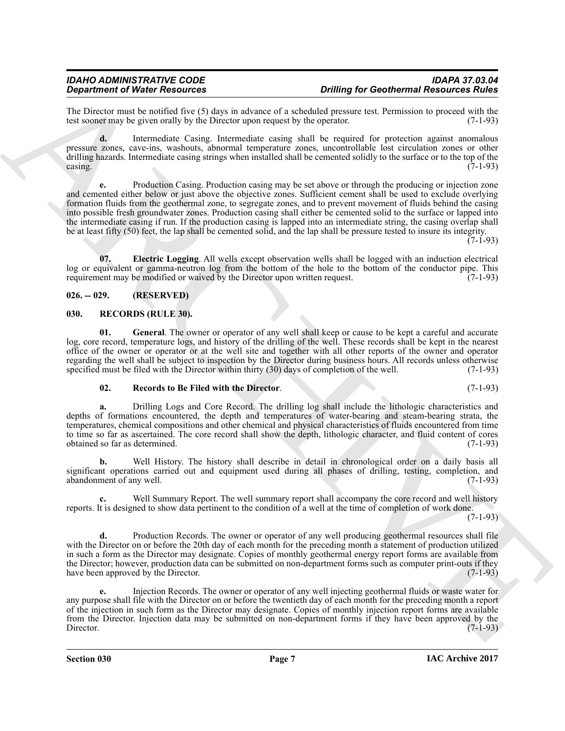The Director must be notified five (5) days in advance of a scheduled pressure test. Permission to proceed with the test sooner may be given orally by the Director upon request by the operator. (7-1-93)

**d.** Intermediate Casing. Intermediate casing shall be required for protection against anomalous pressure zones, cave-ins, washouts, abnormal temperature zones, uncontrollable lost circulation zones or other drilling hazards. Intermediate casing strings when installed shall be cemented solidly to the surface or to the top of the casing. (7-1-93)

**e.** Production Casing. Production casing may be set above or through the producing or injection zone and cemented either below or just above the objective zones. Sufficient cement shall be used to exclude overlying formation fluids from the geothermal zone, to segregate zones, and to prevent movement of fluids behind the casing into possible fresh groundwater zones. Production casing shall either be cemented solid to the surface or lapped into the intermediate casing if run. If the production casing is lapped into an intermediate string, the casing overlap shall be at least fifty (50) feet, the lap shall be cemented solid, and the lap shall be pressure tested to insure its integrity. (7-1-93)

**07. Electric Logging**. All wells except observation wells shall be logged with an induction electrical log or equivalent or gamma-neutron log from the bottom of the hole to the bottom of the conductor pipe. This requirement may be modified or waived by the Director upon written request. (7-1-93)

## 026. -- 029. (RESERVED)

## 030. RECORDS (RULE 30).

**01. General**. The owner or operator of any well shall keep or cause to be kept a careful and accurate log, core record, temperature logs, and history of the drilling of the well. These records shall be kept in the nearest office of the owner or operator or at the well site and together with all other reports of the owner and operator regarding the well shall be subject to inspection by the Director during business hours. All records unless otherwise specified must be filed with the Director within thirty (30) days of completion of the well. (7-1-93)

**02. Records to Be Filed with the Director**. (7-1-93)

**a.** Drilling Logs and Core Record. The drilling log shall include the lithologic characteristics and depths of formations encountered, the depth and temperatures of water-bearing and steam-bearing strata, the temperatures, chemical compositions and other chemical and physical characteristics of fluids encountered from time to time so far as ascertained. The core record shall show the depth, lithologic character, and fluid content of cores obtained so far as determined. (7-1-93)

**b.** Well History. The history shall describe in detail in chronological order on a daily basis all significant operations carried out and equipment used during all phases of drilling, testing, completion, and abandonment of any well. (7-1-93)

**c.** Well Summary Report. The well summary report shall accompany the core record and well history reports. It is designed to show data pertinent to the condition of a well at the time of completion of work done. (7-1-93)

**d.** Production Records. The owner or operator of any well producing geothermal resources shall file with the Director on or before the 20th day of each month for the preceding month a statement of production utilized in such a form as the Director may designate. Copies of monthly geothermal energy report forms are available from the Director; however, production data can be submitted on non-department forms such as computer print-outs if they have been approved by the Director. (7-1-93)

**e.** Injection Records. The owner or operator of any well injecting geothermal fluids or waste water for any purpose shall file with the Director on or before the twentieth day of each month for the preceding month a report of the injection in such form as the Director may designate. Copies of monthly injection report forms are available from the Director. Injection data may be submitted on non-department forms if they have been approved by the Director. (7-1-93)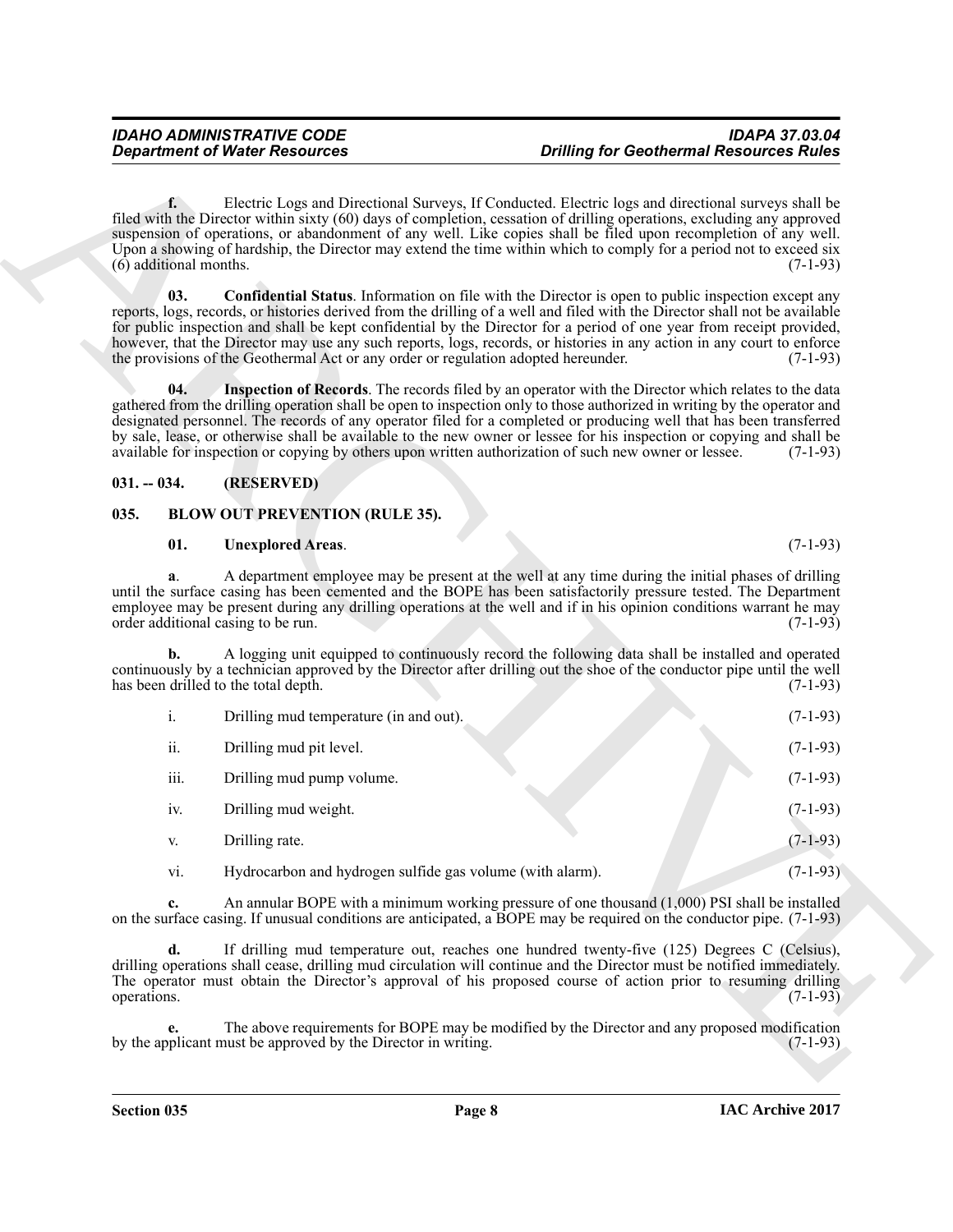**f.** Electric Logs and Directional Surveys, If Conducted. Electric logs and directional surveys shall be filed with the Director within sixty (60) days of completion, cessation of drilling operations, excluding any approved suspension of operations, or abandonment of any well. Like copies shall be filed upon recompletion of any well. Upon a showing of hardship, the Director may extend the time within which to comply for a period not to exceed six (6) additional months. (7-1-93)

**03. Confidential Status**. Information on file with the Director is open to public inspection except any reports, logs, records, or histories derived from the drilling of a well and filed with the Director shall not be available for public inspection and shall be kept confidential by the Director for a period of one year from receipt provided, however, that the Director may use any such reports, logs, records, or histories in any action in any court to enforce the provisions of the Geothermal Act or any order or regulation adopted hereunder. (7-1-93)

**04. Inspection of Records**. The records filed by an operator with the Director which relates to the data gathered from the drilling operation shall be open to inspection only to those authorized in writing by the operator and designated personnel. The records of any operator filed for a completed or producing well that has been transferred by sale, lease, or otherwise shall be available to the new owner or lessee for his inspection or copying and shall be available for inspection or copying by others upon written authorization of such new owner or lessee. (7-1-93)

## 031. -- 034. (RESERVED)

## 035. BLOW OUT PREVENTION (RULE 35).

**01. Unexplored Areas**. (7-1-93)

**a**. A department employee may be present at the well at any time during the initial phases of drilling until the surface casing has been cemented and the BOPE has been satisfactorily pressure tested. The Department employee may be present during any drilling operations at the well and if in his opinion conditions warrant he may order additional casing to be run. (7-1-93)

**b.** A logging unit equipped to continuously record the following data shall be installed and operated continuously by a technician approved by the Director after drilling out the shoe of the conductor pipe until the well has been drilled to the total depth. (7-1-93)

i. Drilling mud temperature (in and out). (7-1-93)

ii. Drilling mud pit level. (7-1-93)

iii. Drilling mud pump volume. (7-1-93)

iv. Drilling mud weight. (7-1-93)

v. Drilling rate. (7-1-93)

vi. Hydrocarbon and hydrogen sulfide gas volume (with alarm). (7-1-93)

**c.** An annular BOPE with a minimum working pressure of one thousand (1,000) PSI shall be installed on the surface casing. If unusual conditions are anticipated, a BOPE may be required on the conductor pipe. (7-1-93)

**d.** If drilling mud temperature out, reaches one hundred twenty-five (125) Degrees C (Celsius), drilling operations shall cease, drilling mud circulation will continue and the Director must be notified immediately. The operator must obtain the Director's approval of his proposed course of action prior to resuming drilling operations. (7-1-93)

**e.** The above requirements for BOPE may be modified by the Director and any proposed modification by the applicant must be approved by the Director in writing. (7-1-93)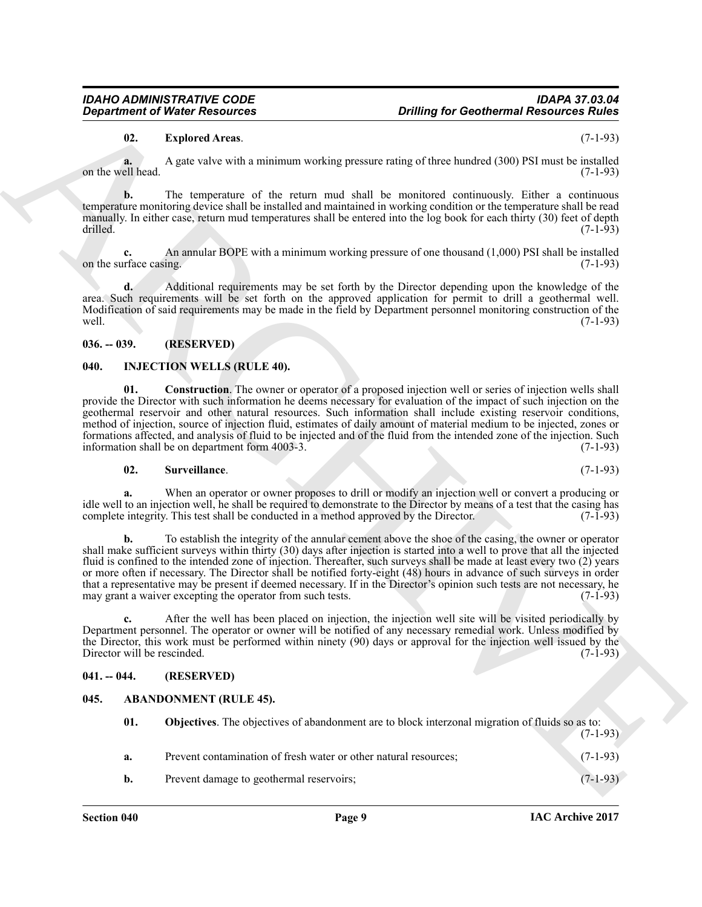**02. Explored Areas**. (7-1-93)

**a.** A gate valve with a minimum working pressure rating of three hundred (300) PSI must be installed on the well head. (7-1-93)

**b.** The temperature of the return mud shall be monitored continuously. Either a continuous temperature monitoring device shall be installed and maintained in working condition or the temperature shall be read manually. In either case, return mud temperatures shall be entered into the log book for each thirty (30) feet of depth drilled. (7-1-93)

**c.** An annular BOPE with a minimum working pressure of one thousand (1,000) PSI shall be installed on the surface casing. (7-1-93)

**d.** Additional requirements may be set forth by the Director depending upon the knowledge of the area. Such requirements will be set forth on the approved application for permit to drill a geothermal well. Modification of said requirements may be made in the field by Department personnel monitoring construction of the well. (7-1-93)

## 036. -- 039. (RESERVED)

## 040. INJECTION WELLS (RULE 40).

**01. Construction**. The owner or operator of a proposed injection well or series of injection wells shall provide the Director with such information he deems necessary for evaluation of the impact of such injection on the geothermal reservoir and other natural resources. Such information shall include existing reservoir conditions, method of injection, source of injection fluid, estimates of daily amount of material medium to be injected, zones or formations affected, and analysis of fluid to be injected and of the fluid from the intended zone of the injection. Such information shall be on department form 4003-3. (7-1-93)

**02. Surveillance**. (7-1-93)

**a.** When an operator or owner proposes to drill or modify an injection well or convert a producing or idle well to an injection well, he shall be required to demonstrate to the Director by means of a test that the casing has complete integrity. This test shall be conducted in a method approved by the Director. (7-1-93)

**b.** To establish the integrity of the annular cement above the shoe of the casing, the owner or operator shall make sufficient surveys within thirty (30) days after injection is started into a well to prove that all the injected fluid is confined to the intended zone of injection. Thereafter, such surveys shall be made at least every two (2) years or more often if necessary. The Director shall be notified forty-eight (48) hours in advance of such surveys in order that a representative may be present if deemed necessary. If in the Director's opinion such tests are not necessary, he may grant a waiver excepting the operator from such tests. (7-1-93)

**c.** After the well has been placed on injection, the injection well site will be visited periodically by Department personnel. The operator or owner will be notified of any necessary remedial work. Unless modified by the Director, this work must be performed within ninety (90) days or approval for the injection well issued by the Director will be rescinded. (7-1-93)

## 041. -- 044. (RESERVED)

## 045. ABANDONMENT (RULE 45).

**01. Objectives**. The objectives of abandonment are to block interzonal migration of fluids so as to: (7-1-93)

**a.** Prevent contamination of fresh water or other natural resources; (7-1-93)

**b.** Prevent damage to geothermal reservoirs; (7-1-93)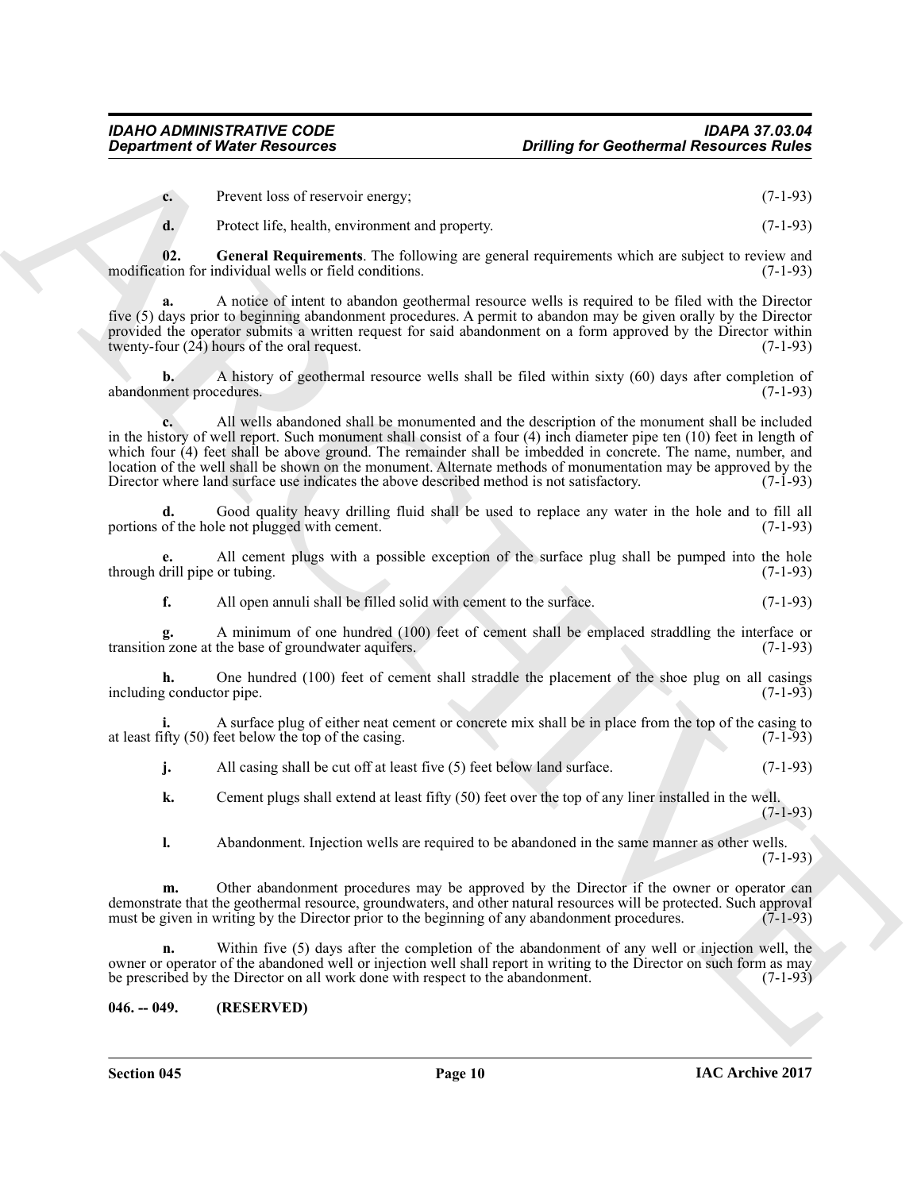c. Prevent loss of reservoir energy; (7-1-93)

d. Protect life, health, environment and property. (7-1-93)

**02. General Requirements**. The following are general requirements which are subject to review and modification for individual wells or field conditions. (7-1-93)

a. A notice of intent to abandon geothermal resource wells is required to be filed with the Director five (5) days prior to beginning abandonment procedures. A permit to abandon may be given orally by the Director provided the operator submits a written request for said abandonment on a form approved by the Director within twenty-four (24) hours of the oral request. (7-1-93)

b. A history of geothermal resource wells shall be filed within sixty (60) days after completion of abandonment procedures. (7-1-93)

c. All wells abandoned shall be monumented and the description of the monument shall be included in the history of well report. Such monument shall consist of a four (4) inch diameter pipe ten (10) feet in length of which four (4) feet shall be above ground. The remainder shall be imbedded in concrete. The name, number, and location of the well shall be shown on the monument. Alternate methods of monumentation may be approved by the Director where land surface use indicates the above described method is not satisfactory. (7-1-93)

d. Good quality heavy drilling fluid shall be used to replace any water in the hole and to fill all portions of the hole not plugged with cement. (7-1-93)

e. All cement plugs with a possible exception of the surface plug shall be pumped into the hole through drill pipe or tubing. (7-1-93)

f. All open annuli shall be filled solid with cement to the surface. (7-1-93)

g. A minimum of one hundred (100) feet of cement shall be emplaced straddling the interface or transition zone at the base of groundwater aquifers. (7-1-93)

h. One hundred (100) feet of cement shall straddle the placement of the shoe plug on all casings including conductor pipe. (7-1-93)

i. A surface plug of either neat cement or concrete mix shall be in place from the top of the casing to at least fifty (50) feet below the top of the casing. (7-1-93)

j. All casing shall be cut off at least five (5) feet below land surface. (7-1-93)

k. Cement plugs shall extend at least fifty (50) feet over the top of any liner installed in the well. (7-1-93)

l. Abandonment. Injection wells are required to be abandoned in the same manner as other wells. (7-1-93)

m. Other abandonment procedures may be approved by the Director if the owner or operator can demonstrate that the geothermal resource, groundwaters, and other natural resources will be protected. Such approval must be given in writing by the Director prior to the beginning of any abandonment procedures. (7-1-93)

n. Within five (5) days after the completion of the abandonment of any well or injection well, the owner or operator of the abandoned well or injection well shall report in writing to the Director on such form as may be prescribed by the Director on all work done with respect to the abandonment. (7-1-93)

### 046. -- 049. (RESERVED)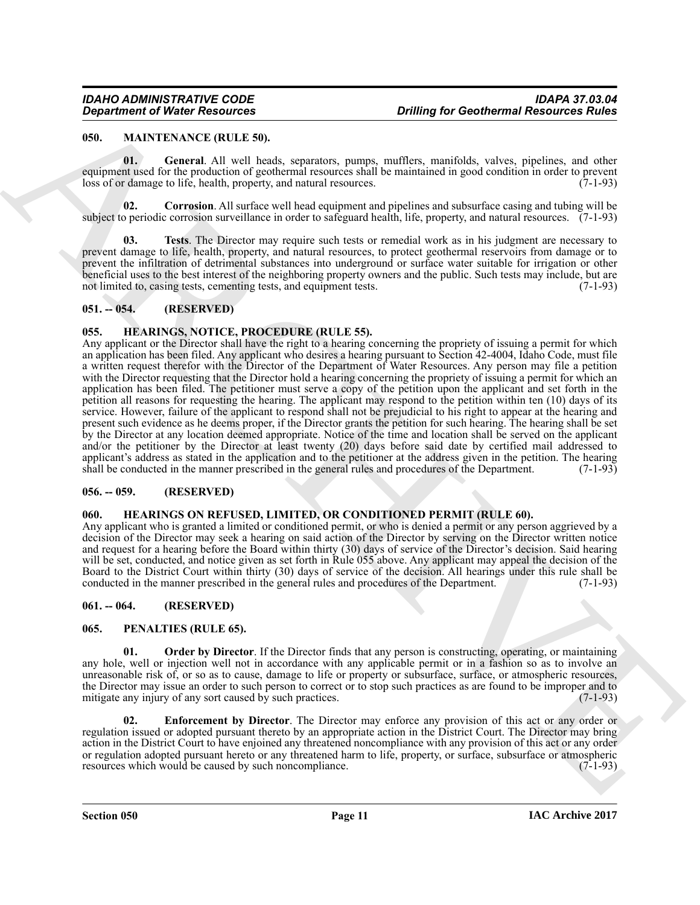## 050. MAINTENANCE (RULE 50).

**01. General**. All well heads, separators, pumps, mufflers, manifolds, valves, pipelines, and other equipment used for the production of geothermal resources shall be maintained in good condition in order to prevent loss of or damage to life, health, property, and natural resources. (7-1-93)

**02. Corrosion**. All surface well head equipment and pipelines and subsurface casing and tubing will be subject to periodic corrosion surveillance in order to safeguard health, life, property, and natural resources. (7-1-93)

**03. Tests**. The Director may require such tests or remedial work as in his judgment are necessary to prevent damage to life, health, property, and natural resources, to protect geothermal reservoirs from damage or to prevent the infiltration of detrimental substances into underground or surface water suitable for irrigation or other beneficial uses to the best interest of the neighboring property owners and the public. Such tests may include, but are not limited to, casing tests, cementing tests, and equipment tests. (7-1-93)

## 051. -- 054. (RESERVED)

## 055. HEARINGS, NOTICE, PROCEDURE (RULE 55).

Any applicant or the Director shall have the right to a hearing concerning the propriety of issuing a permit for which an application has been filed. Any applicant who desires a hearing pursuant to Section 42-4004, Idaho Code, must file a written request therefor with the Director of the Department of Water Resources. Any person may file a petition with the Director requesting that the Director hold a hearing concerning the propriety of issuing a permit for which an application has been filed. The petitioner must serve a copy of the petition upon the applicant and set forth in the petition all reasons for requesting the hearing. The applicant may respond to the petition within ten (10) days of its service. However, failure of the applicant to respond shall not be prejudicial to his right to appear at the hearing and present such evidence as he deems proper, if the Director grants the petition for such hearing. The hearing shall be set by the Director at any location deemed appropriate. Notice of the time and location shall be served on the applicant and/or the petitioner by the Director at least twenty (20) days before said date by certified mail addressed to applicant's address as stated in the application and to the petitioner at the address given in the petition. The hearing shall be conducted in the manner prescribed in the general rules and procedures of the Department. (7-1-93)

## 056. -- 059. (RESERVED)

## 060. HEARINGS ON REFUSED, LIMITED, OR CONDITIONED PERMIT (RULE 60).

Any applicant who is granted a limited or conditioned permit, or who is denied a permit or any person aggrieved by a decision of the Director may seek a hearing on said action of the Director by serving on the Director written notice and request for a hearing before the Board within thirty (30) days of service of the Director's decision. Said hearing will be set, conducted, and notice given as set forth in Rule 055 above. Any applicant may appeal the decision of the Board to the District Court within thirty (30) days of service of the decision. All hearings under this rule shall be conducted in the manner prescribed in the general rules and procedures of the Department. (7-1-93)

## 061. -- 064. (RESERVED)

## 065. PENALTIES (RULE 65).

**01. Order by Director**. If the Director finds that any person is constructing, operating, or maintaining any hole, well or injection well not in accordance with any applicable permit or in a fashion so as to involve an unreasonable risk of, or so as to cause, damage to life or property or subsurface, surface, or atmospheric resources, the Director may issue an order to such person to correct or to stop such practices as are found to be improper and to mitigate any injury of any sort caused by such practices. (7-1-93)

**02. Enforcement by Director**. The Director may enforce any provision of this act or any order or regulation issued or adopted pursuant thereto by an appropriate action in the District Court. The Director may bring action in the District Court to have enjoined any threatened noncompliance with any provision of this act or any order or regulation adopted pursuant hereto or any threatened harm to life, property, or surface, subsurface or atmospheric resources which would be caused by such noncompliance. (7-1-93)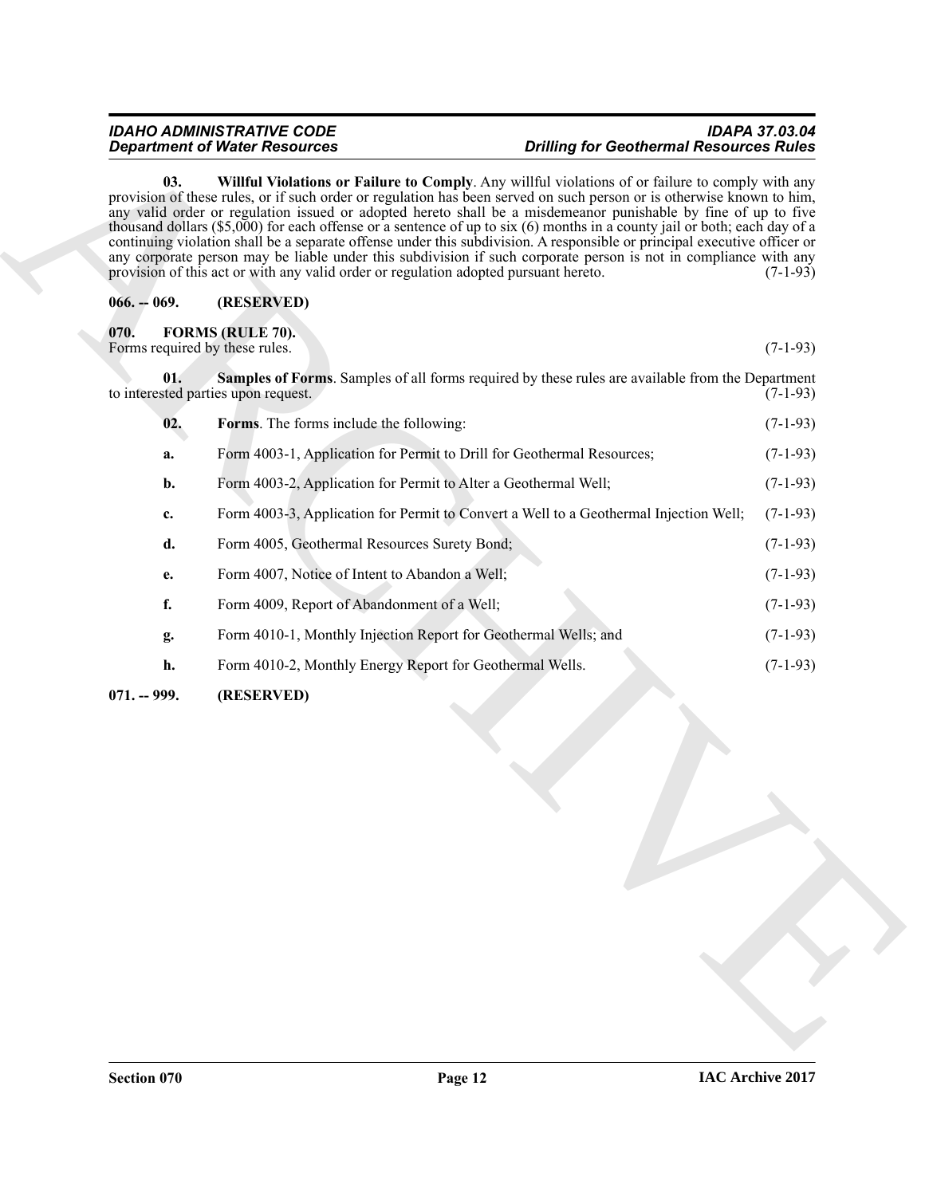**03. Willful Violations or Failure to Comply**. Any willful violations of or failure to comply with any provision of these rules, or if such order or regulation has been served on such person or is otherwise known to him, any valid order or regulation issued or adopted hereto shall be a misdemeanor punishable by fine of up to five thousand dollars ($5,000) for each offense or a sentence of up to six (6) months in a county jail or both; each day of a continuing violation shall be a separate offense under this subdivision. A responsible or principal executive officer or any corporate person may be liable under this subdivision if such corporate person is not in compliance with any provision of this act or with any valid order or regulation adopted pursuant hereto. (7-1-93)

## 066. -- 069. (RESERVED)

## 070. FORMS (RULE 70).

Forms required by these rules. (7-1-93)

**01. Samples of Forms**. Samples of all forms required by these rules are available from the Department to interested parties upon request. (7-1-93)

**02. Forms**. The forms include the following: (7-1-93)

a. Form 4003-1, Application for Permit to Drill for Geothermal Resources; (7-1-93)

b. Form 4003-2, Application for Permit to Alter a Geothermal Well; (7-1-93)

c. Form 4003-3, Application for Permit to Convert a Well to a Geothermal Injection Well; (7-1-93)

d. Form 4005, Geothermal Resources Surety Bond; (7-1-93)

e. Form 4007, Notice of Intent to Abandon a Well; (7-1-93)

f. Form 4009, Report of Abandonment of a Well; (7-1-93)

g. Form 4010-1, Monthly Injection Report for Geothermal Wells; and (7-1-93)

h. Form 4010-2, Monthly Energy Report for Geothermal Wells. (7-1-93)

## 071. -- 999. (RESERVED)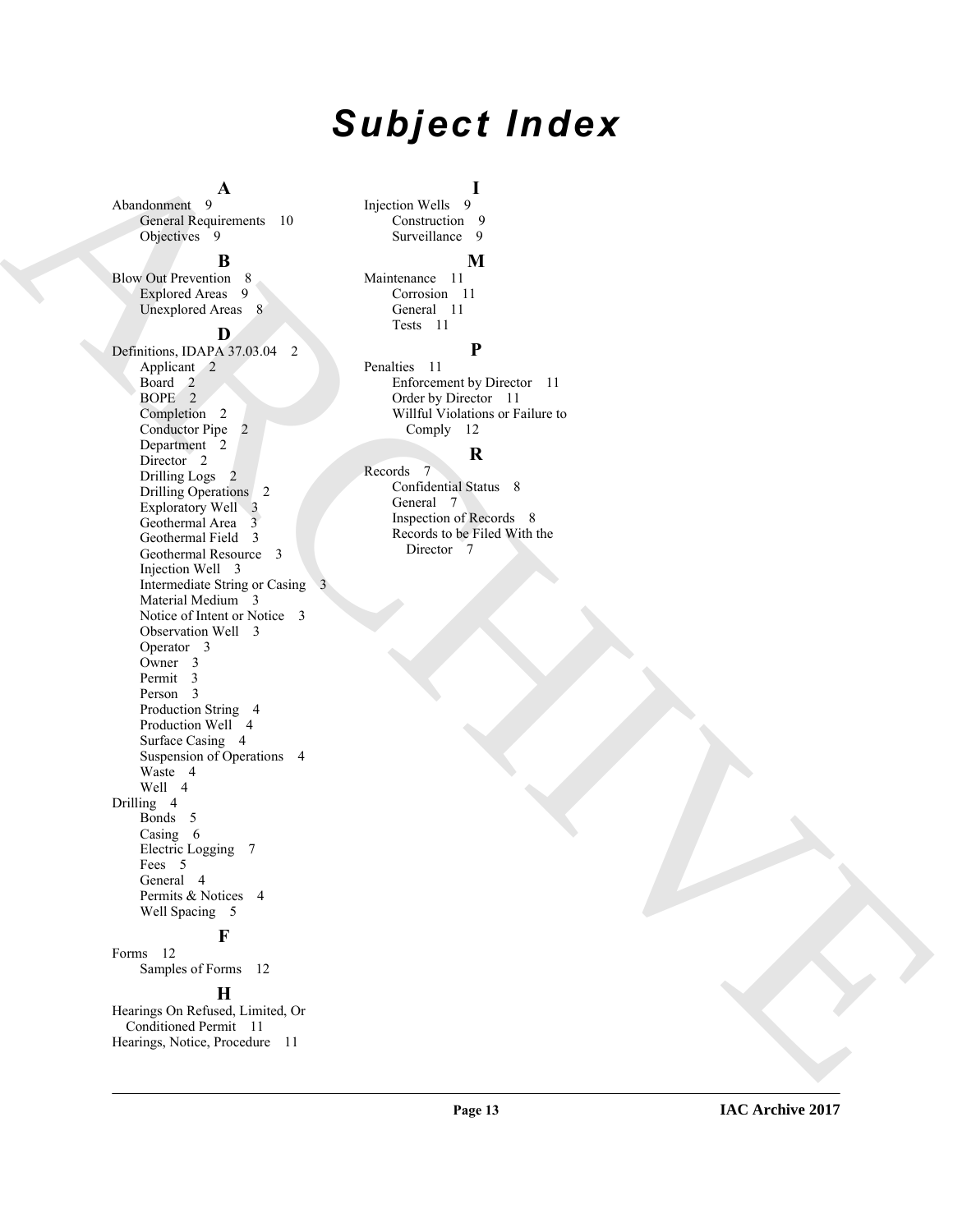# Subject Index

**A**

Abandonment 9
- General Requirements 10
- Objectives 9

**B**

Blow Out Prevention 8
- Explored Areas 9
- Unexplored Areas 8

**D**

Definitions, IDAPA 37.03.04 2
- Applicant 2
- Board 2
- BOPE 2
- Completion 2
- Conductor Pipe 2
- Department 2
- Director 2
- Drilling Logs 2
- Drilling Operations 2
- Exploratory Well 3
- Geothermal Area 3
- Geothermal Field 3
- Geothermal Resource 3
- Injection Well 3
- Intermediate String or Casing 3
- Material Medium 3
- Notice of Intent or Notice 3
- Observation Well 3
- Operator 3
- Owner 3
- Permit 3
- Person 3
- Production String 4
- Production Well 4
- Surface Casing 4
- Suspension of Operations 4
- Waste 4
- Well 4

Drilling 4
- Bonds 5
- Casing 6
- Electric Logging 7
- Fees 5
- General 4
- Permits & Notices 4
- Well Spacing 5

**F**

Forms 12
- Samples of Forms 12

**H**

Hearings On Refused, Limited, Or Conditioned Permit 11

Hearings, Notice, Procedure 11

**I**

Injection Wells 9
- Construction 9
- Surveillance 9

**M**

Maintenance 11
- Corrosion 11
- General 11
- Tests 11

**P**

Penalties 11
- Enforcement by Director 11
- Order by Director 11
- Willful Violations or Failure to Comply 12

**R**

Records 7
- Confidential Status 8
- General 7
- Inspection of Records 8
- Records to be Filed With the Director 7